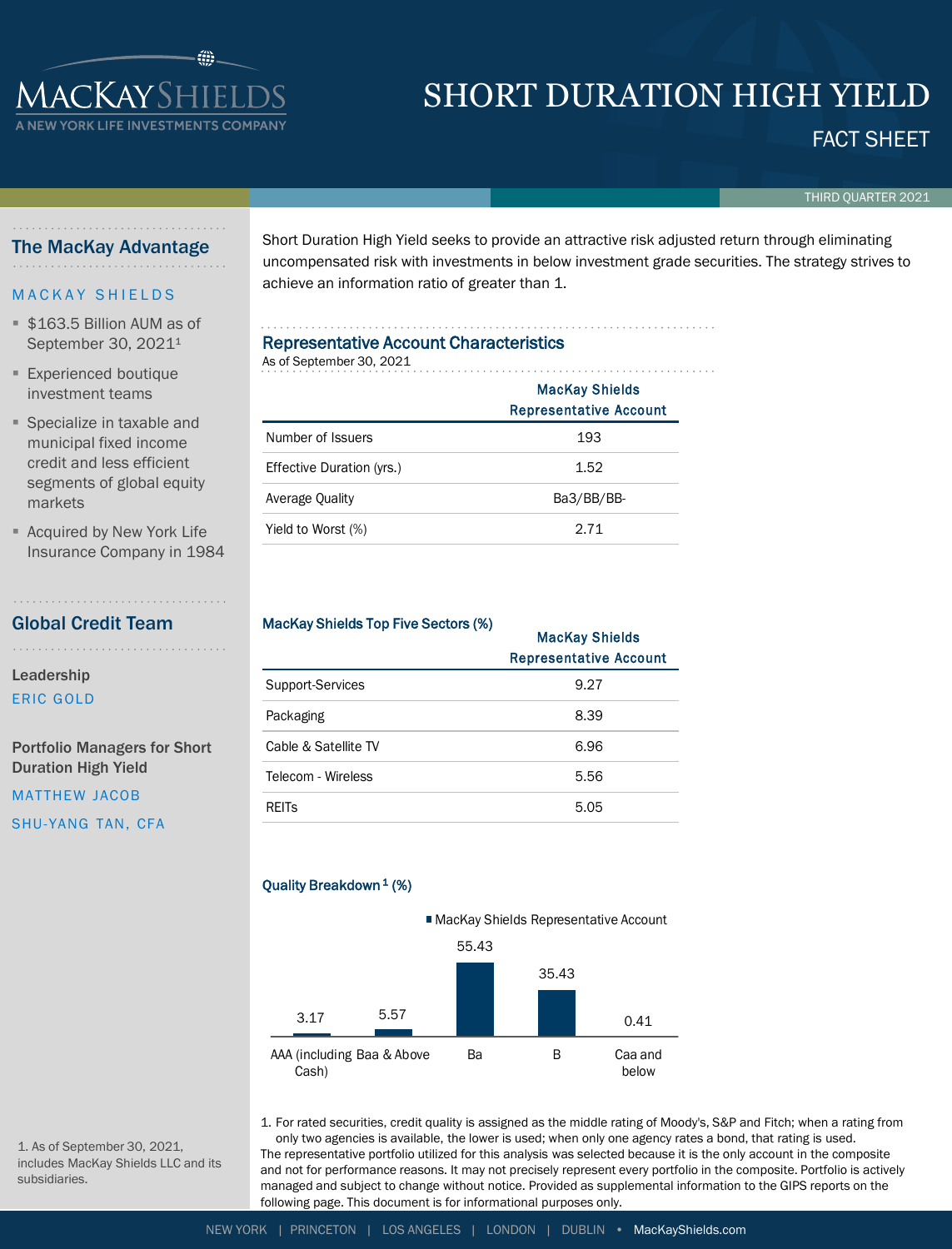MACKAY SHIELDS
A NEW YORK LIFE INVESTMENTS COMPANY

# SHORT DURATION HIGH YIELD

## FACT SHEET

THIRD QUARTER 2021

## The MacKay Advantage

MACKAY SHIELDS

- $163.5 Billion AUM as of September 30, 2021[1]
- Experienced boutique investment teams
- Specialize in taxable and municipal fixed income credit and less efficient segments of global equity markets
- Acquired by New York Life Insurance Company in 1984

## Global Credit Team

**Leadership**

ERIC GOLD

**Portfolio Managers for Short Duration High Yield**

MATTHEW JACOB

SHU-YANG TAN, CFA

1. As of September 30, 2021, includes MacKay Shields LLC and its subsidiaries.

Short Duration High Yield seeks to provide an attractive risk adjusted return through eliminating uncompensated risk with investments in below investment grade securities. The strategy strives to achieve an information ratio of greater than 1.

### Representative Account Characteristics

As of September 30, 2021

| | MacKay Shields Representative Account |
|---|---|
| Number of Issuers | 193 |
| Effective Duration (yrs.) | 1.52 |
| Average Quality | Ba3/BB/BB- |
| Yield to Worst (%) | 2.71 |

### MacKay Shields Top Five Sectors (%)

| | MacKay Shields Representative Account |
|---|---|
| Support-Services | 9.27 |
| Packaging | 8.39 |
| Cable & Satellite TV | 6.96 |
| Telecom - Wireless | 5.56 |
| REITs | 5.05 |

### Quality Breakdown[1] (%)

| | MacKay Shields Representative Account |
|---|---|
| AAA (including Cash) | 3.17 |
| Baa & Above | 5.57 |
| Ba | 55.43 |
| B | 35.43 |
| Caa and below | 0.41 |

1. For rated securities, credit quality is assigned as the middle rating of Moody's, S&P and Fitch; when a rating from only two agencies is available, the lower is used; when only one agency rates a bond, that rating is used.

The representative portfolio utilized for this analysis was selected because it is the only account in the composite and not for performance reasons. It may not precisely represent every portfolio in the composite. Portfolio is actively managed and subject to change without notice. Provided as supplemental information to the GIPS reports on the following page. This document is for informational purposes only.

NEW YORK | PRINCETON | LOS ANGELES | LONDON | DUBLIN • MacKayShields.com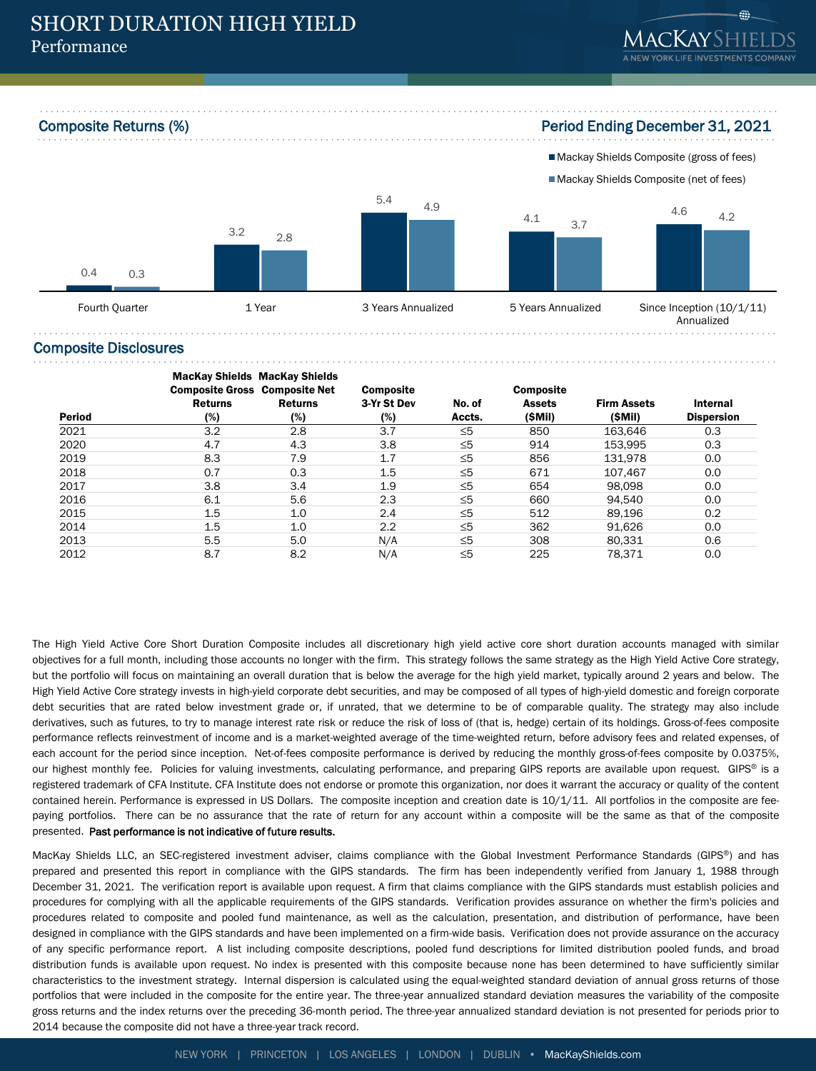# SHORT DURATION HIGH YIELD
## Performance

### Composite Returns (%)

**Period Ending December 31, 2021**

| | Mackay Shields Composite (gross of fees) | Mackay Shields Composite (net of fees) |
|---|---|---|
| Fourth Quarter | 0.4 | 0.3 |
| 1 Year | 3.2 | 2.8 |
| 3 Years Annualized | 5.4 | 4.9 |
| 5 Years Annualized | 4.1 | 3.7 |
| Since Inception (10/1/11) Annualized | 4.6 | 4.2 |

### Composite Disclosures

| Period | MacKay Shields Composite Gross Returns (%) | MacKay Shields Composite Net Returns (%) | Composite 3-Yr St Dev (%) | No. of Accts. | Composite Assets ($Mil) | Firm Assets ($Mil) | Internal Dispersion |
|---|---|---|---|---|---|---|---|
| 2021 | 3.2 | 2.8 | 3.7 | ≤5 | 850 | 163,646 | 0.3 |
| 2020 | 4.7 | 4.3 | 3.8 | ≤5 | 914 | 153,995 | 0.3 |
| 2019 | 8.3 | 7.9 | 1.7 | ≤5 | 856 | 131,978 | 0.0 |
| 2018 | 0.7 | 0.3 | 1.5 | ≤5 | 671 | 107,467 | 0.0 |
| 2017 | 3.8 | 3.4 | 1.9 | ≤5 | 654 | 98,098 | 0.0 |
| 2016 | 6.1 | 5.6 | 2.3 | ≤5 | 660 | 94,540 | 0.0 |
| 2015 | 1.5 | 1.0 | 2.4 | ≤5 | 512 | 89,196 | 0.2 |
| 2014 | 1.5 | 1.0 | 2.2 | ≤5 | 362 | 91,626 | 0.0 |
| 2013 | 5.5 | 5.0 | N/A | ≤5 | 308 | 80,331 | 0.6 |
| 2012 | 8.7 | 8.2 | N/A | ≤5 | 225 | 78,371 | 0.0 |

The High Yield Active Core Short Duration Composite includes all discretionary high yield active core short duration accounts managed with similar objectives for a full month, including those accounts no longer with the firm. This strategy follows the same strategy as the High Yield Active Core strategy, but the portfolio will focus on maintaining an overall duration that is below the average for the high yield market, typically around 2 years and below. The High Yield Active Core strategy invests in high-yield corporate debt securities, and may be composed of all types of high-yield domestic and foreign corporate debt securities that are rated below investment grade or, if unrated, that we determine to be of comparable quality. The strategy may also include derivatives, such as futures, to try to manage interest rate risk or reduce the risk of loss of (that is, hedge) certain of its holdings. Gross-of-fees composite performance reflects reinvestment of income and is a market-weighted average of the time-weighted return, before advisory fees and related expenses, of each account for the period since inception. Net-of-fees composite performance is derived by reducing the monthly gross-of-fees composite by 0.0375%, our highest monthly fee. Policies for valuing investments, calculating performance, and preparing GIPS reports are available upon request. GIPS® is a registered trademark of CFA Institute. CFA Institute does not endorse or promote this organization, nor does it warrant the accuracy or quality of the content contained herein. Performance is expressed in US Dollars. The composite inception and creation date is 10/1/11. All portfolios in the composite are fee-paying portfolios. There can be no assurance that the rate of return for any account within a composite will be the same as that of the composite presented. **Past performance is not indicative of future results.**

MacKay Shields LLC, an SEC-registered investment adviser, claims compliance with the Global Investment Performance Standards (GIPS®) and has prepared and presented this report in compliance with the GIPS standards. The firm has been independently verified from January 1, 1988 through December 31, 2021. The verification report is available upon request. A firm that claims compliance with the GIPS standards must establish policies and procedures for complying with all the applicable requirements of the GIPS standards. Verification provides assurance on whether the firm's policies and procedures related to composite and pooled fund maintenance, as well as the calculation, presentation, and distribution of performance, have been designed in compliance with the GIPS standards and have been implemented on a firm-wide basis. Verification does not provide assurance on the accuracy of any specific performance report. A list including composite descriptions, pooled fund descriptions for limited distribution pooled funds, and broad distribution funds is available upon request. No index is presented with this composite because none has been determined to have sufficiently similar characteristics to the investment strategy. Internal dispersion is calculated using the equal-weighted standard deviation of annual gross returns of those portfolios that were included in the composite for the entire year. The three-year annualized standard deviation measures the variability of the composite gross returns and the index returns over the preceding 36-month period. The three-year annualized standard deviation is not presented for periods prior to 2014 because the composite did not have a three-year track record.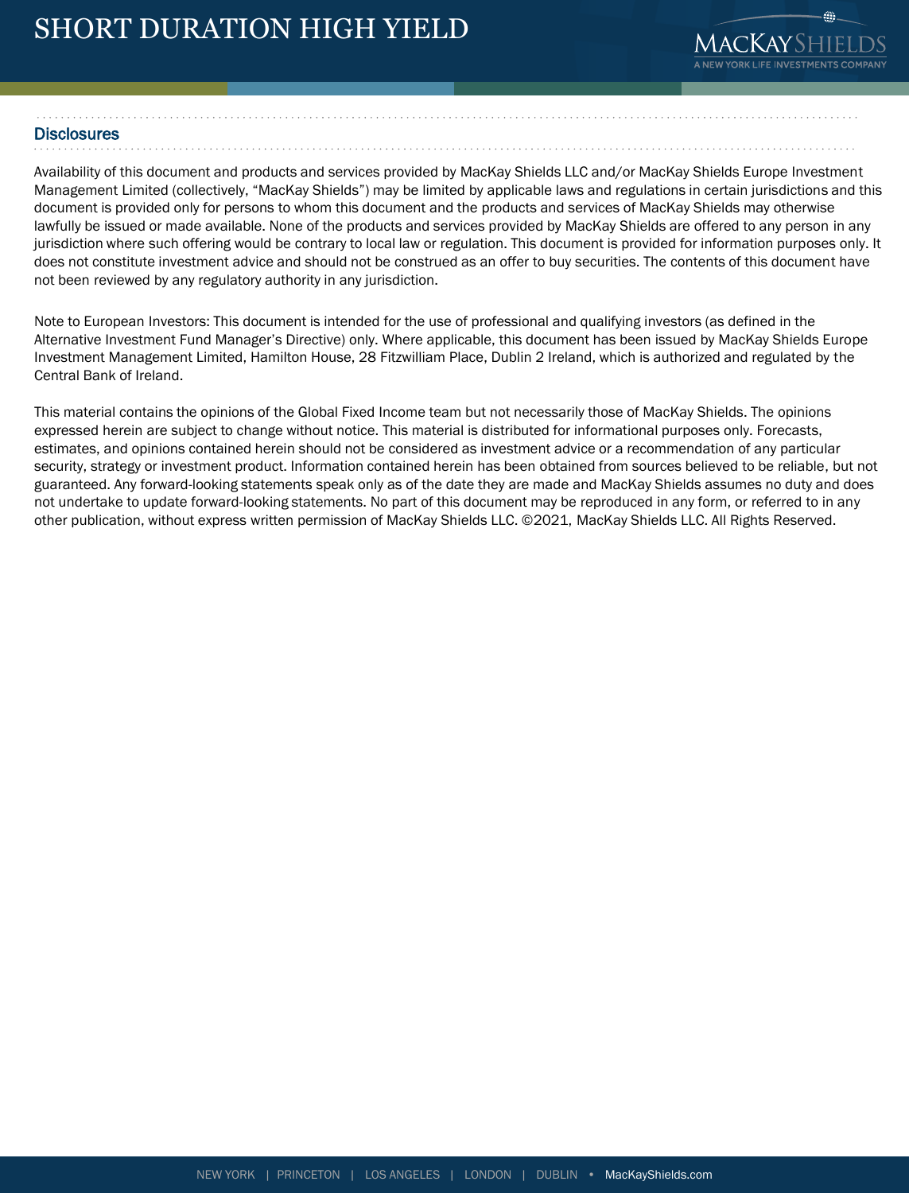## Disclosures

Availability of this document and products and services provided by MacKay Shields LLC and/or MacKay Shields Europe Investment Management Limited (collectively, "MacKay Shields") may be limited by applicable laws and regulations in certain jurisdictions and this document is provided only for persons to whom this document and the products and services of MacKay Shields may otherwise lawfully be issued or made available. None of the products and services provided by MacKay Shields are offered to any person in any jurisdiction where such offering would be contrary to local law or regulation. This document is provided for information purposes only. It does not constitute investment advice and should not be construed as an offer to buy securities. The contents of this document have not been reviewed by any regulatory authority in any jurisdiction.

Note to European Investors: This document is intended for the use of professional and qualifying investors (as defined in the Alternative Investment Fund Manager's Directive) only. Where applicable, this document has been issued by MacKay Shields Europe Investment Management Limited, Hamilton House, 28 Fitzwilliam Place, Dublin 2 Ireland, which is authorized and regulated by the Central Bank of Ireland.

This material contains the opinions of the Global Fixed Income team but not necessarily those of MacKay Shields. The opinions expressed herein are subject to change without notice. This material is distributed for informational purposes only. Forecasts, estimates, and opinions contained herein should not be considered as investment advice or a recommendation of any particular security, strategy or investment product. Information contained herein has been obtained from sources believed to be reliable, but not guaranteed. Any forward-looking statements speak only as of the date they are made and MacKay Shields assumes no duty and does not undertake to update forward-looking statements. No part of this document may be reproduced in any form, or referred to in any other publication, without express written permission of MacKay Shields LLC. ©2021, MacKay Shields LLC. All Rights Reserved.

NEW YORK | PRINCETON | LOS ANGELES | LONDON | DUBLIN • MacKayShields.com